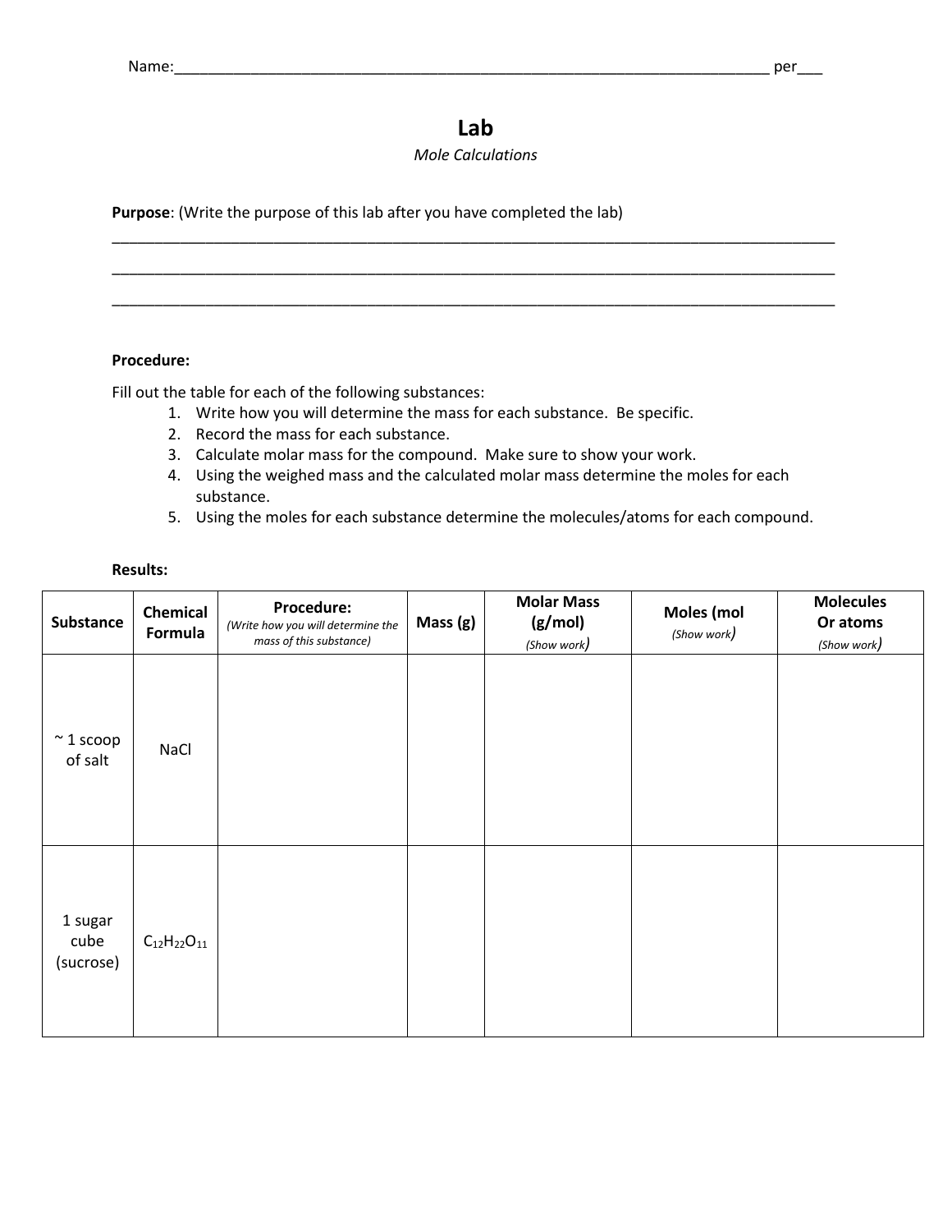Name:_______________________________________________________________________ per___

# Lab

*Mole Calculations*

**Purpose**: (Write the purpose of this lab after you have completed the lab)

_____________________________________________________________________________________

_____________________________________________________________________________________

_____________________________________________________________________________________

**Procedure:**

Fill out the table for each of the following substances:

1. Write how you will determine the mass for each substance. Be specific.
2. Record the mass for each substance.
3. Calculate molar mass for the compound. Make sure to show your work.
4. Using the weighed mass and the calculated molar mass determine the moles for each substance.
5. Using the moles for each substance determine the molecules/atoms for each compound.

**Results:**

| **Substance** | **Chemical Formula** | **Procedure:** *(Write how you will determine the mass of this substance)* | **Mass (g)** | **Molar Mass (g/mol)** *(Show work)* | **Moles (mol** *(Show work)* | **Molecules Or atoms** *(Show work)* |
|---|---|---|---|---|---|---|
| ~ 1 scoop of salt | NaCl | | | | | |
| 1 sugar cube (sucrose) | $C_{12}H_{22}O_{11}$ | | | | | |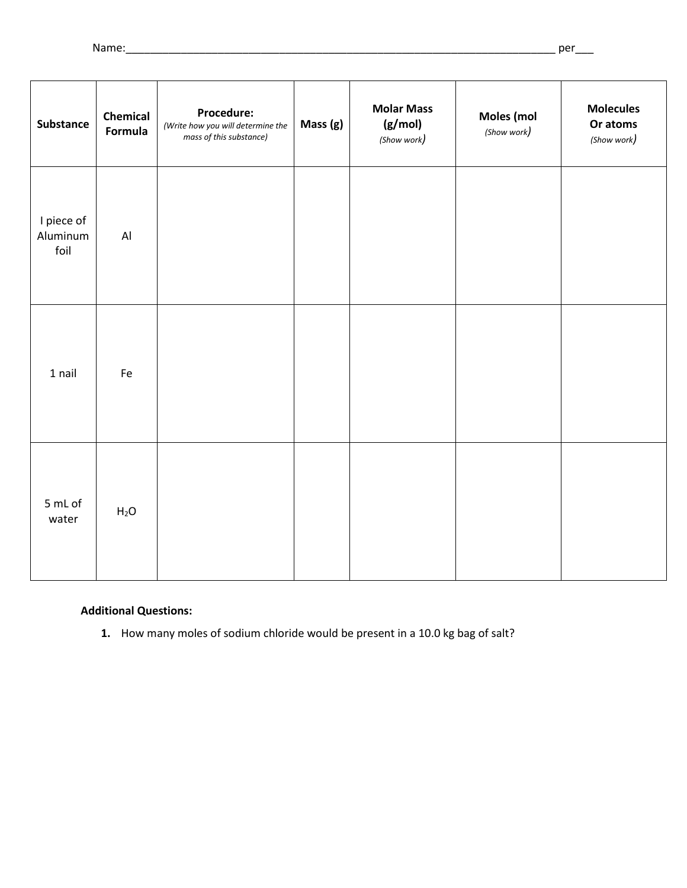Name:___________________________________________________________________________ per___

| Substance | Chemical Formula | Procedure: *(Write how you will determine the mass of this substance)* | Mass (g) | Molar Mass (g/mol) *(Show work)* | Moles (mol *(Show work)* | Molecules Or atoms *(Show work)* |
|---|---|---|---|---|---|---|
| I piece of Aluminum foil | Al | | | | | |
| 1 nail | Fe | | | | | |
| 5 mL of water | $H_2O$ | | | | | |

**Additional Questions:**

1. How many moles of sodium chloride would be present in a 10.0 kg bag of salt?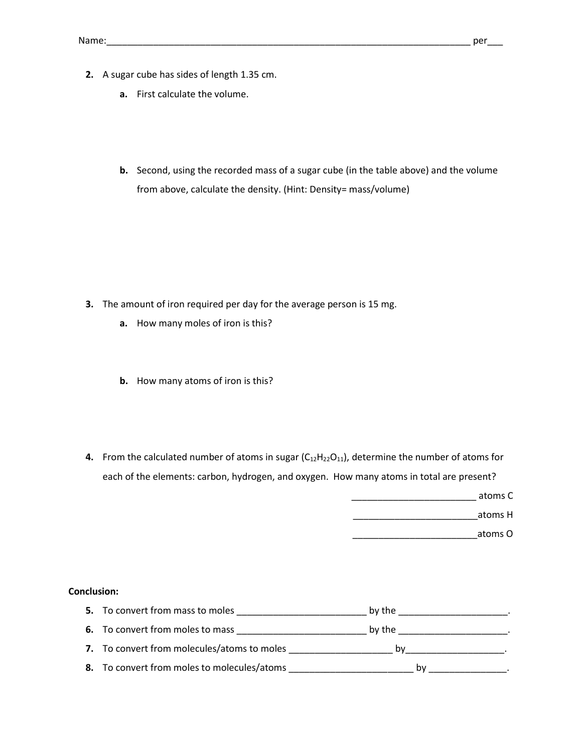Name:________________________________________________________________________ per___

2. A sugar cube has sides of length 1.35 cm.
   a. First calculate the volume.

   b. Second, using the recorded mass of a sugar cube (in the table above) and the volume from above, calculate the density. (Hint: Density= mass/volume)

3. The amount of iron required per day for the average person is 15 mg.
   a. How many moles of iron is this?

   b. How many atoms of iron is this?

4. From the calculated number of atoms in sugar ($C_{12}H_{22}O_{11}$), determine the number of atoms for each of the elements: carbon, hydrogen, and oxygen. How many atoms in total are present?

________________________ atoms C

________________________atoms H

________________________atoms O

**Conclusion:**

5. To convert from mass to moles _________________________ by the _____________________.
6. To convert from moles to mass _________________________ by the _____________________.
7. To convert from molecules/atoms to moles ___________________ by__________________.
8. To convert from moles to molecules/atoms _______________________ by _______________.